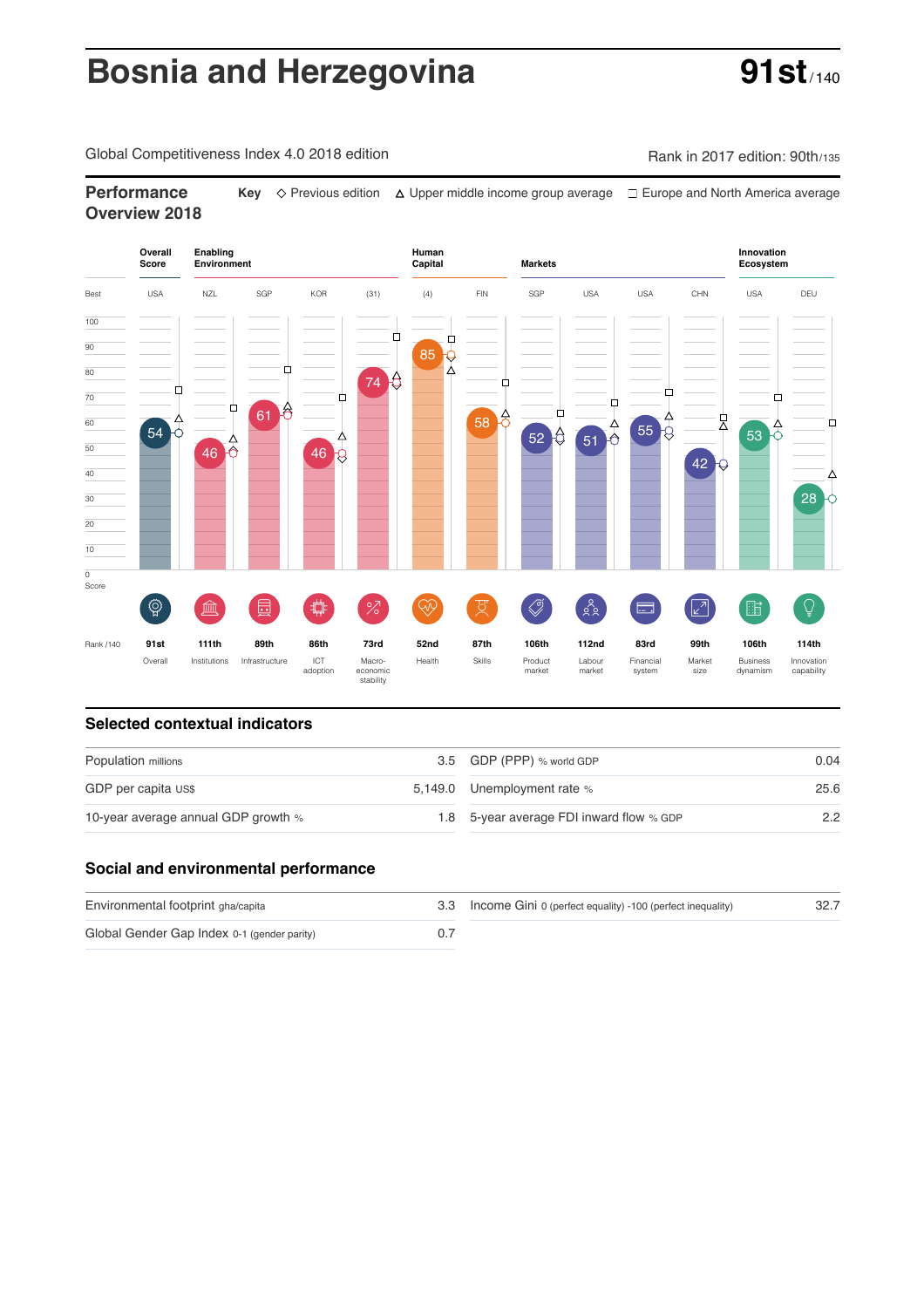# Bosnia and Herzegovina

**91st** / 140

Global Competitiveness Index 4.0 2018 edition

Rank in 2017 edition: 90th/135

## Performance Overview 2018

**Key** ◇ Previous edition △ Upper middle income group average ☐ Europe and North America average

| | Overall Score | Enabling Environment | | | | Human Capital | | Markets | | | | Innovation Ecosystem | |
|---|---|---|---|---|---|---|---|---|---|---|---|---|---|
| Best | USA | NZL | SGP | KOR | (31) | (4) | FIN | SGP | USA | USA | CHN | USA | DEU |
| Score | 54 | 46 | 61 | 46 | 74 | 85 | 58 | 52 | 51 | 55 | 42 | 53 | 28 |
| Rank /140 | 91st | 111th | 89th | 86th | 73rd | 52nd | 87th | 106th | 112nd | 83rd | 99th | 106th | 114th |
| | Overall | Institutions | Infrastructure | ICT adoption | Macro-economic stability | Health | Skills | Product market | Labour market | Financial system | Market size | Business dynamism | Innovation capability |

## Selected contextual indicators

| | | | |
|---|---|---|---|
| Population millions | 3.5 | GDP (PPP) % world GDP | 0.04 |
| GDP per capita US$ | 5,149.0 | Unemployment rate % | 25.6 |
| 10-year average annual GDP growth % | 1.8 | 5-year average FDI inward flow % GDP | 2.2 |

## Social and environmental performance

| | | | |
|---|---|---|---|
| Environmental footprint gha/capita | 3.3 | Income Gini 0 (perfect equality) -100 (perfect inequality) | 32.7 |
| Global Gender Gap Index 0-1 (gender parity) | 0.7 | | |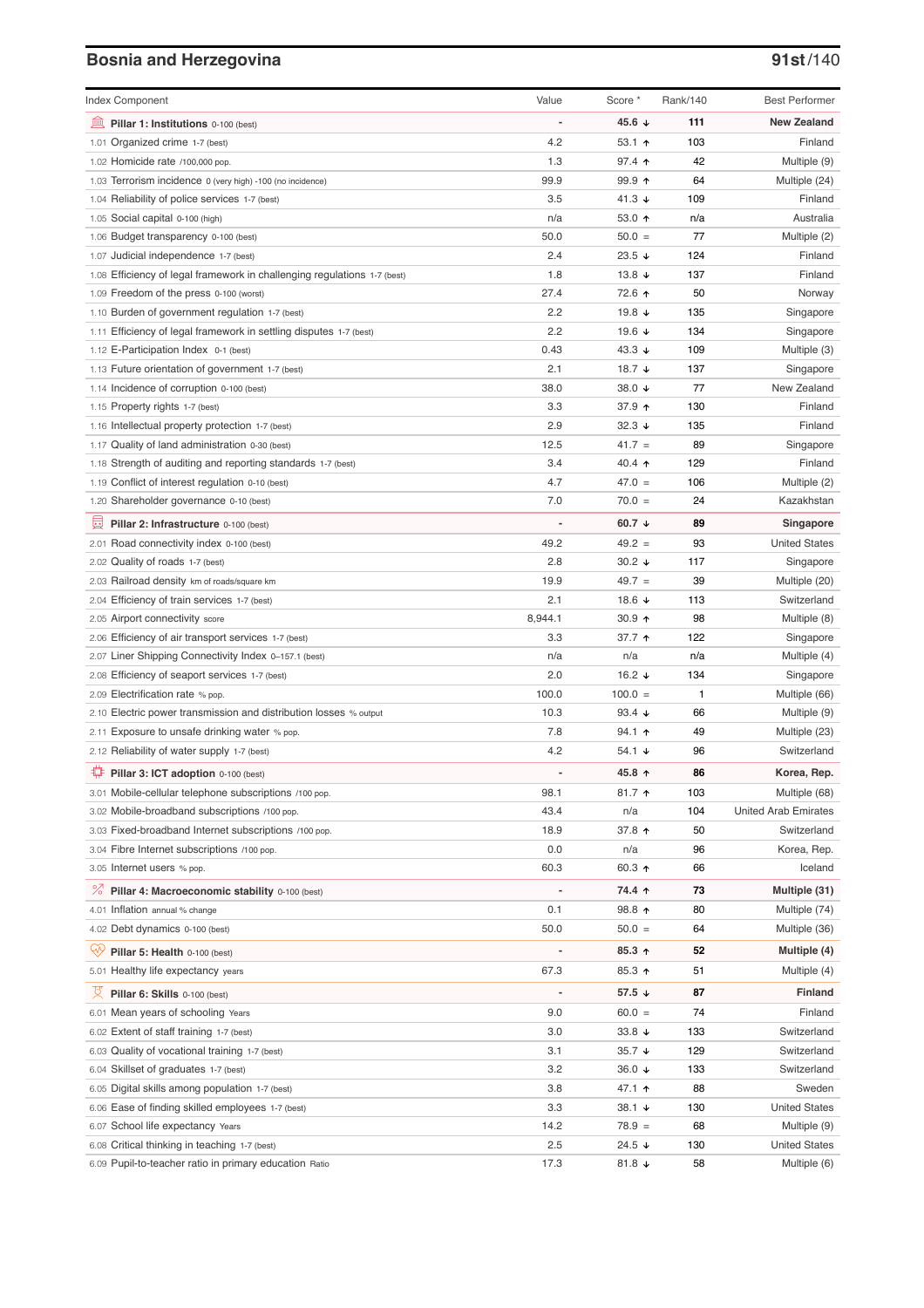## Bosnia and Herzegovina

**91st/140**

| Index Component | Value | Score * | Rank/140 | Best Performer |
|---|---|---|---|---|
| **Pillar 1: Institutions** 0-100 (best) | - | **45.6 ↓** | **111** | **New Zealand** |
| 1.01 Organized crime 1-7 (best) | 4.2 | 53.1 ↑ | 103 | Finland |
| 1.02 Homicide rate /100,000 pop. | 1.3 | 97.4 ↑ | 42 | Multiple (9) |
| 1.03 Terrorism incidence 0 (very high) -100 (no incidence) | 99.9 | 99.9 ↑ | 64 | Multiple (24) |
| 1.04 Reliability of police services 1-7 (best) | 3.5 | 41.3 ↓ | 109 | Finland |
| 1.05 Social capital 0-100 (high) | n/a | 53.0 ↑ | n/a | Australia |
| 1.06 Budget transparency 0-100 (best) | 50.0 | 50.0 = | 77 | Multiple (2) |
| 1.07 Judicial independence 1-7 (best) | 2.4 | 23.5 ↓ | 124 | Finland |
| 1.08 Efficiency of legal framework in challenging regulations 1-7 (best) | 1.8 | 13.8 ↓ | 137 | Finland |
| 1.09 Freedom of the press 0-100 (worst) | 27.4 | 72.6 ↑ | 50 | Norway |
| 1.10 Burden of government regulation 1-7 (best) | 2.2 | 19.8 ↓ | 135 | Singapore |
| 1.11 Efficiency of legal framework in settling disputes 1-7 (best) | 2.2 | 19.6 ↓ | 134 | Singapore |
| 1.12 E-Participation Index 0-1 (best) | 0.43 | 43.3 ↓ | 109 | Multiple (3) |
| 1.13 Future orientation of government 1-7 (best) | 2.1 | 18.7 ↓ | 137 | Singapore |
| 1.14 Incidence of corruption 0-100 (best) | 38.0 | 38.0 ↓ | 77 | New Zealand |
| 1.15 Property rights 1-7 (best) | 3.3 | 37.9 ↑ | 130 | Finland |
| 1.16 Intellectual property protection 1-7 (best) | 2.9 | 32.3 ↓ | 135 | Finland |
| 1.17 Quality of land administration 0-30 (best) | 12.5 | 41.7 = | 89 | Singapore |
| 1.18 Strength of auditing and reporting standards 1-7 (best) | 3.4 | 40.4 ↑ | 129 | Finland |
| 1.19 Conflict of interest regulation 0-10 (best) | 4.7 | 47.0 = | 106 | Multiple (2) |
| 1.20 Shareholder governance 0-10 (best) | 7.0 | 70.0 = | 24 | Kazakhstan |
| **Pillar 2: Infrastructure** 0-100 (best) | - | **60.7 ↓** | **89** | **Singapore** |
| 2.01 Road connectivity index 0-100 (best) | 49.2 | 49.2 = | 93 | United States |
| 2.02 Quality of roads 1-7 (best) | 2.8 | 30.2 ↓ | 117 | Singapore |
| 2.03 Railroad density km of roads/square km | 19.9 | 49.7 = | 39 | Multiple (20) |
| 2.04 Efficiency of train services 1-7 (best) | 2.1 | 18.6 ↓ | 113 | Switzerland |
| 2.05 Airport connectivity score | 8,944.1 | 30.9 ↑ | 98 | Multiple (8) |
| 2.06 Efficiency of air transport services 1-7 (best) | 3.3 | 37.7 ↑ | 122 | Singapore |
| 2.07 Liner Shipping Connectivity Index 0–157.1 (best) | n/a | n/a | n/a | Multiple (4) |
| 2.08 Efficiency of seaport services 1-7 (best) | 2.0 | 16.2 ↓ | 134 | Singapore |
| 2.09 Electrification rate % pop. | 100.0 | 100.0 = | 1 | Multiple (66) |
| 2.10 Electric power transmission and distribution losses % output | 10.3 | 93.4 ↓ | 66 | Multiple (9) |
| 2.11 Exposure to unsafe drinking water % pop. | 7.8 | 94.1 ↑ | 49 | Multiple (23) |
| 2.12 Reliability of water supply 1-7 (best) | 4.2 | 54.1 ↓ | 96 | Switzerland |
| **Pillar 3: ICT adoption** 0-100 (best) | - | **45.8 ↑** | **86** | **Korea, Rep.** |
| 3.01 Mobile-cellular telephone subscriptions /100 pop. | 98.1 | 81.7 ↑ | 103 | Multiple (68) |
| 3.02 Mobile-broadband subscriptions /100 pop. | 43.4 | n/a | 104 | United Arab Emirates |
| 3.03 Fixed-broadband Internet subscriptions /100 pop. | 18.9 | 37.8 ↑ | 50 | Switzerland |
| 3.04 Fibre Internet subscriptions /100 pop. | 0.0 | n/a | 96 | Korea, Rep. |
| 3.05 Internet users % pop. | 60.3 | 60.3 ↑ | 66 | Iceland |
| **Pillar 4: Macroeconomic stability** 0-100 (best) | - | **74.4 ↑** | **73** | **Multiple (31)** |
| 4.01 Inflation annual % change | 0.1 | 98.8 ↑ | 80 | Multiple (74) |
| 4.02 Debt dynamics 0-100 (best) | 50.0 | 50.0 = | 64 | Multiple (36) |
| **Pillar 5: Health** 0-100 (best) | - | **85.3 ↑** | **52** | **Multiple (4)** |
| 5.01 Healthy life expectancy years | 67.3 | 85.3 ↑ | 51 | Multiple (4) |
| **Pillar 6: Skills** 0-100 (best) | - | **57.5 ↓** | **87** | **Finland** |
| 6.01 Mean years of schooling Years | 9.0 | 60.0 = | 74 | Finland |
| 6.02 Extent of staff training 1-7 (best) | 3.0 | 33.8 ↓ | 133 | Switzerland |
| 6.03 Quality of vocational training 1-7 (best) | 3.1 | 35.7 ↓ | 129 | Switzerland |
| 6.04 Skillset of graduates 1-7 (best) | 3.2 | 36.0 ↓ | 133 | Switzerland |
| 6.05 Digital skills among population 1-7 (best) | 3.8 | 47.1 ↑ | 88 | Sweden |
| 6.06 Ease of finding skilled employees 1-7 (best) | 3.3 | 38.1 ↓ | 130 | United States |
| 6.07 School life expectancy Years | 14.2 | 78.9 = | 68 | Multiple (9) |
| 6.08 Critical thinking in teaching 1-7 (best) | 2.5 | 24.5 ↓ | 130 | United States |
| 6.09 Pupil-to-teacher ratio in primary education Ratio | 17.3 | 81.8 ↓ | 58 | Multiple (6) |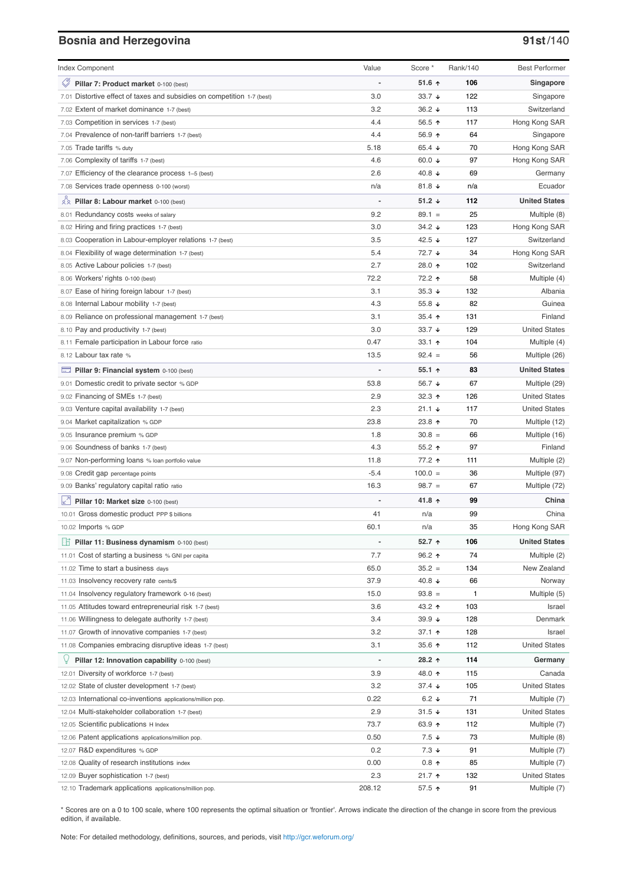## Bosnia and Herzegovina

**91st**/140

| Index Component | Value | Score * | Rank/140 | Best Performer |
|---|---|---|---|---|
| **Pillar 7: Product market** 0-100 (best) | - | **51.6 ↑** | **106** | **Singapore** |
| 7.01 Distortive effect of taxes and subsidies on competition 1-7 (best) | 3.0 | 33.7 ↓ | 122 | Singapore |
| 7.02 Extent of market dominance 1-7 (best) | 3.2 | 36.2 ↓ | 113 | Switzerland |
| 7.03 Competition in services 1-7 (best) | 4.4 | 56.5 ↑ | 117 | Hong Kong SAR |
| 7.04 Prevalence of non-tariff barriers 1-7 (best) | 4.4 | 56.9 ↑ | 64 | Singapore |
| 7.05 Trade tariffs % duty | 5.18 | 65.4 ↓ | 70 | Hong Kong SAR |
| 7.06 Complexity of tariffs 1-7 (best) | 4.6 | 60.0 ↓ | 97 | Hong Kong SAR |
| 7.07 Efficiency of the clearance process 1–5 (best) | 2.6 | 40.8 ↓ | 69 | Germany |
| 7.08 Services trade openness 0-100 (worst) | n/a | 81.8 ↓ | n/a | Ecuador |
| **Pillar 8: Labour market** 0-100 (best) | - | **51.2 ↓** | **112** | **United States** |
| 8.01 Redundancy costs weeks of salary | 9.2 | 89.1 = | 25 | Multiple (8) |
| 8.02 Hiring and firing practices 1-7 (best) | 3.0 | 34.2 ↓ | 123 | Hong Kong SAR |
| 8.03 Cooperation in Labour-employer relations 1-7 (best) | 3.5 | 42.5 ↓ | 127 | Switzerland |
| 8.04 Flexibility of wage determination 1-7 (best) | 5.4 | 72.7 ↓ | 34 | Hong Kong SAR |
| 8.05 Active Labour policies 1-7 (best) | 2.7 | 28.0 ↑ | 102 | Switzerland |
| 8.06 Workers' rights 0-100 (best) | 72.2 | 72.2 ↑ | 58 | Multiple (4) |
| 8.07 Ease of hiring foreign labour 1-7 (best) | 3.1 | 35.3 ↓ | 132 | Albania |
| 8.08 Internal Labour mobility 1-7 (best) | 4.3 | 55.8 ↓ | 82 | Guinea |
| 8.09 Reliance on professional management 1-7 (best) | 3.1 | 35.4 ↑ | 131 | Finland |
| 8.10 Pay and productivity 1-7 (best) | 3.0 | 33.7 ↓ | 129 | United States |
| 8.11 Female participation in Labour force ratio | 0.47 | 33.1 ↑ | 104 | Multiple (4) |
| 8.12 Labour tax rate % | 13.5 | 92.4 = | 56 | Multiple (26) |
| **Pillar 9: Financial system** 0-100 (best) | - | **55.1 ↑** | **83** | **United States** |
| 9.01 Domestic credit to private sector % GDP | 53.8 | 56.7 ↓ | 67 | Multiple (29) |
| 9.02 Financing of SMEs 1-7 (best) | 2.9 | 32.3 ↑ | 126 | United States |
| 9.03 Venture capital availability 1-7 (best) | 2.3 | 21.1 ↓ | 117 | United States |
| 9.04 Market capitalization % GDP | 23.8 | 23.8 ↑ | 70 | Multiple (12) |
| 9.05 Insurance premium % GDP | 1.8 | 30.8 = | 66 | Multiple (16) |
| 9.06 Soundness of banks 1-7 (best) | 4.3 | 55.2 ↑ | 97 | Finland |
| 9.07 Non-performing loans % loan portfolio value | 11.8 | 77.2 ↑ | 111 | Multiple (2) |
| 9.08 Credit gap percentage points | -5.4 | 100.0 = | 36 | Multiple (97) |
| 9.09 Banks' regulatory capital ratio ratio | 16.3 | 98.7 = | 67 | Multiple (72) |
| **Pillar 10: Market size** 0-100 (best) | - | **41.8 ↑** | **99** | **China** |
| 10.01 Gross domestic product PPP $ billions | 41 | n/a | 99 | China |
| 10.02 Imports % GDP | 60.1 | n/a | 35 | Hong Kong SAR |
| **Pillar 11: Business dynamism** 0-100 (best) | - | **52.7 ↑** | **106** | **United States** |
| 11.01 Cost of starting a business % GNI per capita | 7.7 | 96.2 ↑ | 74 | Multiple (2) |
| 11.02 Time to start a business days | 65.0 | 35.2 = | 134 | New Zealand |
| 11.03 Insolvency recovery rate cents/$ | 37.9 | 40.8 ↓ | 66 | Norway |
| 11.04 Insolvency regulatory framework 0-16 (best) | 15.0 | 93.8 = | 1 | Multiple (5) |
| 11.05 Attitudes toward entrepreneurial risk 1-7 (best) | 3.6 | 43.2 ↑ | 103 | Israel |
| 11.06 Willingness to delegate authority 1-7 (best) | 3.4 | 39.9 ↓ | 128 | Denmark |
| 11.07 Growth of innovative companies 1-7 (best) | 3.2 | 37.1 ↑ | 128 | Israel |
| 11.08 Companies embracing disruptive ideas 1-7 (best) | 3.1 | 35.6 ↑ | 112 | United States |
| **Pillar 12: Innovation capability** 0-100 (best) | - | **28.2 ↑** | **114** | **Germany** |
| 12.01 Diversity of workforce 1-7 (best) | 3.9 | 48.0 ↑ | 115 | Canada |
| 12.02 State of cluster development 1-7 (best) | 3.2 | 37.4 ↓ | 105 | United States |
| 12.03 International co-inventions applications/million pop. | 0.22 | 6.2 ↓ | 71 | Multiple (7) |
| 12.04 Multi-stakeholder collaboration 1-7 (best) | 2.9 | 31.5 ↓ | 131 | United States |
| 12.05 Scientific publications H Index | 73.7 | 63.9 ↑ | 112 | Multiple (7) |
| 12.06 Patent applications applications/million pop. | 0.50 | 7.5 ↓ | 73 | Multiple (8) |
| 12.07 R&D expenditures % GDP | 0.2 | 7.3 ↓ | 91 | Multiple (7) |
| 12.08 Quality of research institutions index | 0.00 | 0.8 ↑ | 85 | Multiple (7) |
| 12.09 Buyer sophistication 1-7 (best) | 2.3 | 21.7 ↑ | 132 | United States |
| 12.10 Trademark applications applications/million pop. | 208.12 | 57.5 ↑ | 91 | Multiple (7) |

* Scores are on a 0 to 100 scale, where 100 represents the optimal situation or 'frontier'. Arrows indicate the direction of the change in score from the previous edition, if available.

Note: For detailed methodology, definitions, sources, and periods, visit http://gcr.weforum.org/